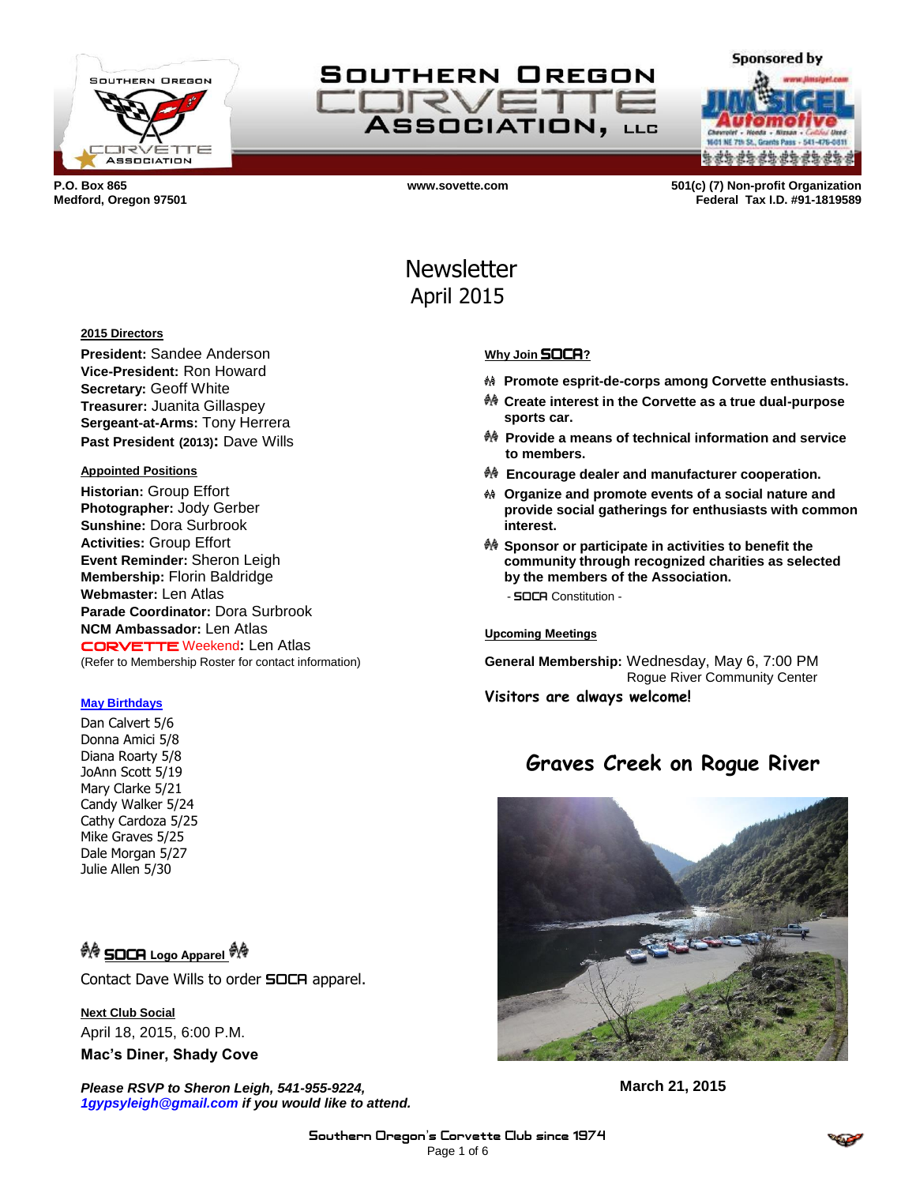# Southern Oregon Corvette Association, LLC

Sponsored by Jim Sigel Automotive

P.O. Box 865
Medford, Oregon 97501

www.sovette.com

501(c) (7) Non-profit Organization
Federal Tax I.D. #91-1819589

# Newsletter
## April 2015

**2015 Directors**

**President:** Sandee Anderson
**Vice-President:** Ron Howard
**Secretary:** Geoff White
**Treasurer:** Juanita Gillaspey
**Sergeant-at-Arms:** Tony Herrera
**Past President (2013):** Dave Wills

**Appointed Positions**

**Historian:** Group Effort
**Photographer:** Jody Gerber
**Sunshine:** Dora Surbrook
**Activities:** Group Effort
**Event Reminder:** Sheron Leigh
**Membership:** Florin Baldridge
**Webmaster:** Len Atlas
**Parade Coordinator:** Dora Surbrook
**NCM Ambassador:** Len Atlas
**CORVETTE Weekend:** Len Atlas
(Refer to Membership Roster for contact information)

**May Birthdays**

Dan Calvert 5/6
Donna Amici 5/8
Diana Roarty 5/8
JoAnn Scott 5/19
Mary Clarke 5/21
Candy Walker 5/24
Cathy Cardoza 5/25
Mike Graves 5/25
Dale Morgan 5/27
Julie Allen 5/30

**SOCA Logo Apparel**

Contact Dave Wills to order SOCA apparel.

**Next Club Social**

April 18, 2015, 6:00 P.M.
**Mac's Diner, Shady Cove**

***Please RSVP to Sheron Leigh, 541-955-9224, 1gypsyleigh@gmail.com if you would like to attend.***

**Why Join SOCA?**

- **Promote esprit-de-corps among Corvette enthusiasts.**
- **Create interest in the Corvette as a true dual-purpose sports car.**
- **Provide a means of technical information and service to members.**
- **Encourage dealer and manufacturer cooperation.**
- **Organize and promote events of a social nature and provide social gatherings for enthusiasts with common interest.**
- **Sponsor or participate in activities to benefit the community through recognized charities as selected by the members of the Association.**

- SOCA Constitution -

**Upcoming Meetings**

**General Membership:** Wednesday, May 6, 7:00 PM
Rogue River Community Center

**Visitors are always welcome!**

## Graves Creek on Rogue River

**March 21, 2015**

Southern Oregon's Corvette Club since 1974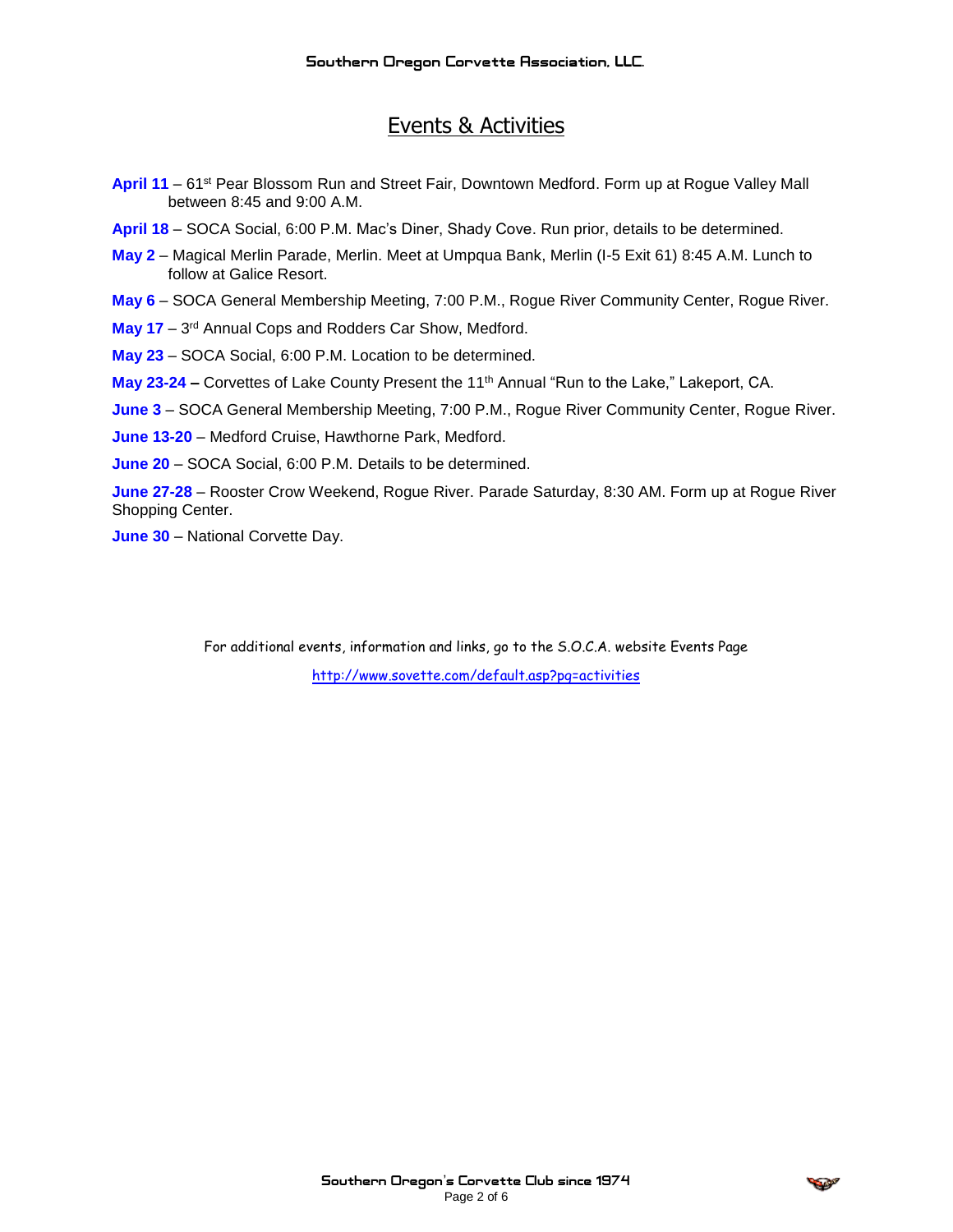## Events & Activities

**April 11** – 61st Pear Blossom Run and Street Fair, Downtown Medford. Form up at Rogue Valley Mall between 8:45 and 9:00 A.M.

**April 18** – SOCA Social, 6:00 P.M. Mac's Diner, Shady Cove. Run prior, details to be determined.

**May 2** – Magical Merlin Parade, Merlin. Meet at Umpqua Bank, Merlin (I-5 Exit 61) 8:45 A.M. Lunch to follow at Galice Resort.

**May 6** – SOCA General Membership Meeting, 7:00 P.M., Rogue River Community Center, Rogue River.

**May 17** – 3rd Annual Cops and Rodders Car Show, Medford.

**May 23** – SOCA Social, 6:00 P.M. Location to be determined.

**May 23-24 –** Corvettes of Lake County Present the 11th Annual "Run to the Lake," Lakeport, CA.

**June 3** – SOCA General Membership Meeting, 7:00 P.M., Rogue River Community Center, Rogue River.

**June 13-20** – Medford Cruise, Hawthorne Park, Medford.

**June 20** – SOCA Social, 6:00 P.M. Details to be determined.

**June 27-28** – Rooster Crow Weekend, Rogue River. Parade Saturday, 8:30 AM. Form up at Rogue River Shopping Center.

**June 30** – National Corvette Day.

For additional events, information and links, go to the S.O.C.A. website Events Page

http://www.sovette.com/default.asp?pg=activities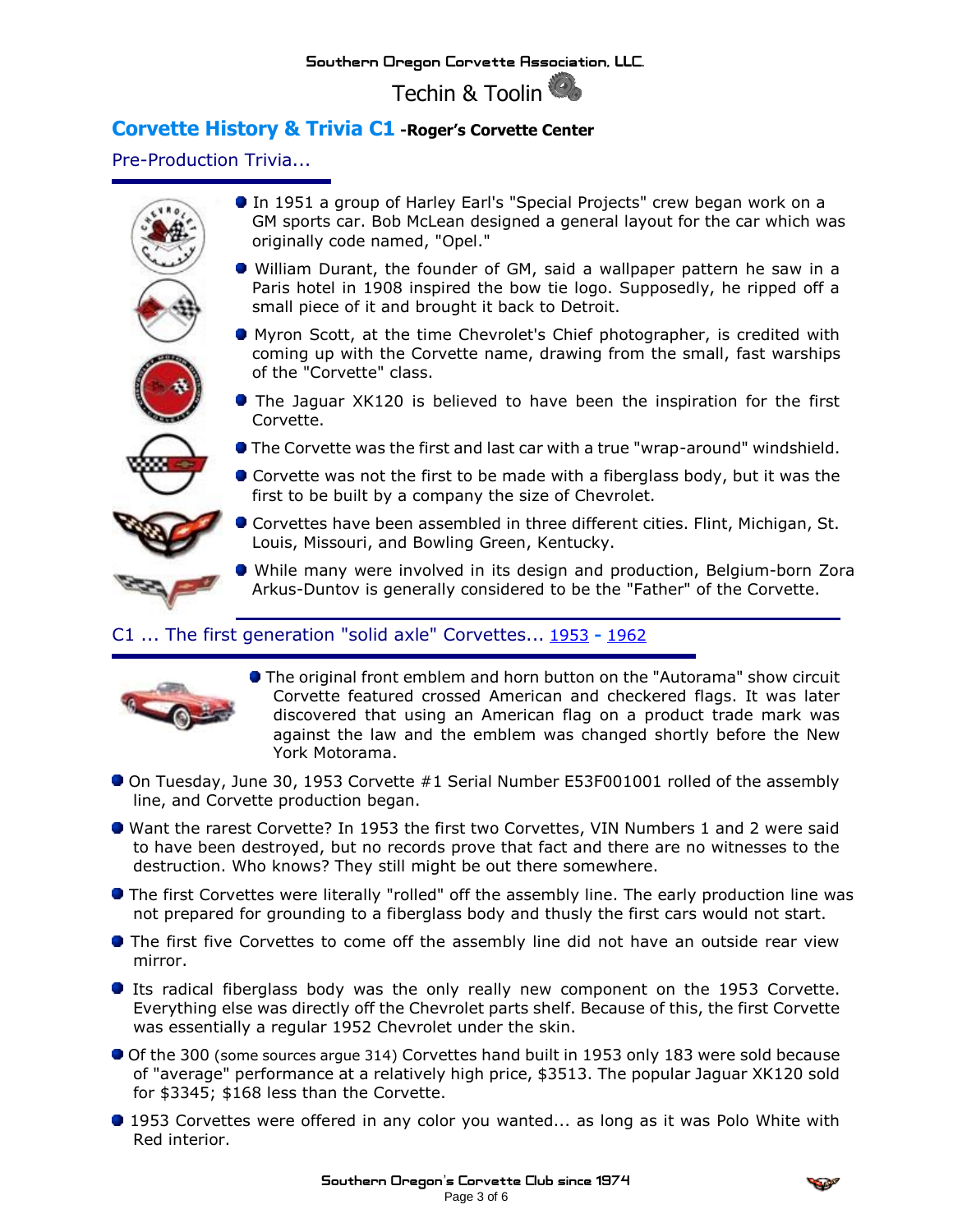Southern Oregon Corvette Association, LLC.

Techin & Toolin

## Corvette History & Trivia C1 **-Roger's Corvette Center**

### Pre-Production Trivia...

- In 1951 a group of Harley Earl's "Special Projects" crew began work on a GM sports car. Bob McLean designed a general layout for the car which was originally code named, "Opel."
- William Durant, the founder of GM, said a wallpaper pattern he saw in a Paris hotel in 1908 inspired the bow tie logo. Supposedly, he ripped off a small piece of it and brought it back to Detroit.
- Myron Scott, at the time Chevrolet's Chief photographer, is credited with coming up with the Corvette name, drawing from the small, fast warships of the "Corvette" class.
- The Jaguar XK120 is believed to have been the inspiration for the first Corvette.
- The Corvette was the first and last car with a true "wrap-around" windshield.
- Corvette was not the first to be made with a fiberglass body, but it was the first to be built by a company the size of Chevrolet.
- Corvettes have been assembled in three different cities. Flint, Michigan, St. Louis, Missouri, and Bowling Green, Kentucky.
- While many were involved in its design and production, Belgium-born Zora Arkus-Duntov is generally considered to be the "Father" of the Corvette.

### C1 ... The first generation "solid axle" Corvettes... 1953 - 1962

- The original front emblem and horn button on the "Autorama" show circuit Corvette featured crossed American and checkered flags. It was later discovered that using an American flag on a product trade mark was against the law and the emblem was changed shortly before the New York Motorama.
- On Tuesday, June 30, 1953 Corvette #1 Serial Number E53F001001 rolled of the assembly line, and Corvette production began.
- Want the rarest Corvette? In 1953 the first two Corvettes, VIN Numbers 1 and 2 were said to have been destroyed, but no records prove that fact and there are no witnesses to the destruction. Who knows? They still might be out there somewhere.
- The first Corvettes were literally "rolled" off the assembly line. The early production line was not prepared for grounding to a fiberglass body and thusly the first cars would not start.
- The first five Corvettes to come off the assembly line did not have an outside rear view mirror.
- Its radical fiberglass body was the only really new component on the 1953 Corvette. Everything else was directly off the Chevrolet parts shelf. Because of this, the first Corvette was essentially a regular 1952 Chevrolet under the skin.
- Of the 300 (some sources argue 314) Corvettes hand built in 1953 only 183 were sold because of "average" performance at a relatively high price, $3513. The popular Jaguar XK120 sold for $3345; $168 less than the Corvette.
- 1953 Corvettes were offered in any color you wanted... as long as it was Polo White with Red interior.

Southern Oregon's Corvette Club since 1974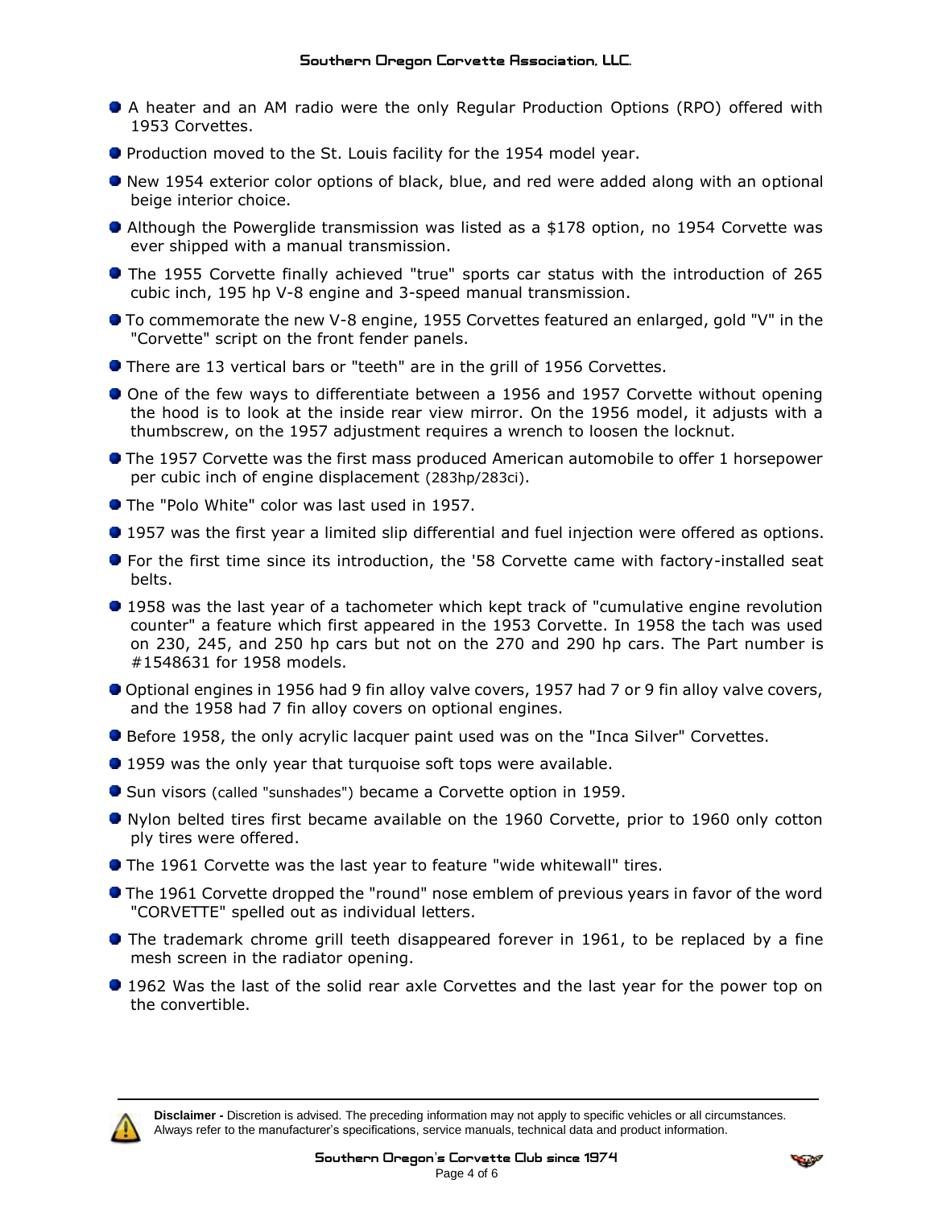- A heater and an AM radio were the only Regular Production Options (RPO) offered with 1953 Corvettes.
- Production moved to the St. Louis facility for the 1954 model year.
- New 1954 exterior color options of black, blue, and red were added along with an optional beige interior choice.
- Although the Powerglide transmission was listed as a $178 option, no 1954 Corvette was ever shipped with a manual transmission.
- The 1955 Corvette finally achieved "true" sports car status with the introduction of 265 cubic inch, 195 hp V-8 engine and 3-speed manual transmission.
- To commemorate the new V-8 engine, 1955 Corvettes featured an enlarged, gold "V" in the "Corvette" script on the front fender panels.
- There are 13 vertical bars or "teeth" are in the grill of 1956 Corvettes.
- One of the few ways to differentiate between a 1956 and 1957 Corvette without opening the hood is to look at the inside rear view mirror. On the 1956 model, it adjusts with a thumbscrew, on the 1957 adjustment requires a wrench to loosen the locknut.
- The 1957 Corvette was the first mass produced American automobile to offer 1 horsepower per cubic inch of engine displacement (283hp/283ci).
- The "Polo White" color was last used in 1957.
- 1957 was the first year a limited slip differential and fuel injection were offered as options.
- For the first time since its introduction, the '58 Corvette came with factory-installed seat belts.
- 1958 was the last year of a tachometer which kept track of "cumulative engine revolution counter" a feature which first appeared in the 1953 Corvette. In 1958 the tach was used on 230, 245, and 250 hp cars but not on the 270 and 290 hp cars. The Part number is #1548631 for 1958 models.
- Optional engines in 1956 had 9 fin alloy valve covers, 1957 had 7 or 9 fin alloy valve covers, and the 1958 had 7 fin alloy covers on optional engines.
- Before 1958, the only acrylic lacquer paint used was on the "Inca Silver" Corvettes.
- 1959 was the only year that turquoise soft tops were available.
- Sun visors (called "sunshades") became a Corvette option in 1959.
- Nylon belted tires first became available on the 1960 Corvette, prior to 1960 only cotton ply tires were offered.
- The 1961 Corvette was the last year to feature "wide whitewall" tires.
- The 1961 Corvette dropped the "round" nose emblem of previous years in favor of the word "CORVETTE" spelled out as individual letters.
- The trademark chrome grill teeth disappeared forever in 1961, to be replaced by a fine mesh screen in the radiator opening.
- 1962 Was the last of the solid rear axle Corvettes and the last year for the power top on the convertible.

**Disclaimer -** Discretion is advised. The preceding information may not apply to specific vehicles or all circumstances. Always refer to the manufacturer's specifications, service manuals, technical data and product information.